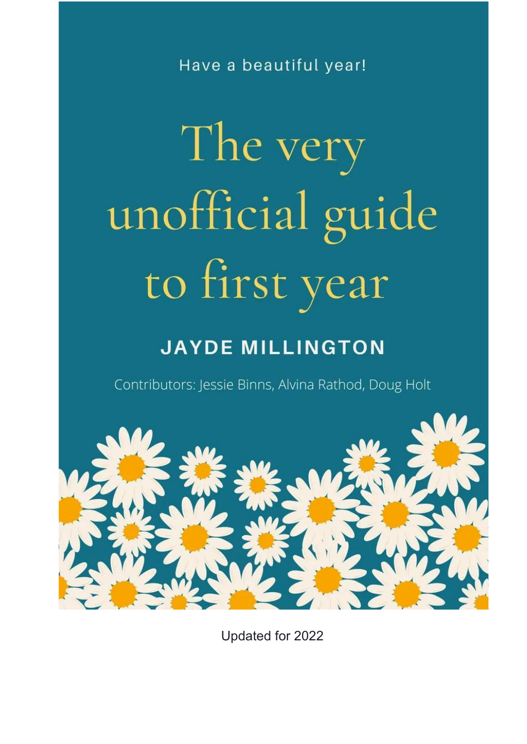Have a beautiful year!

# The very unofficial guide to first year

**JAYDE MILLINGTON**

Contributors: Jessie Binns, Alvina Rathod, Doug Holt

Updated for 2022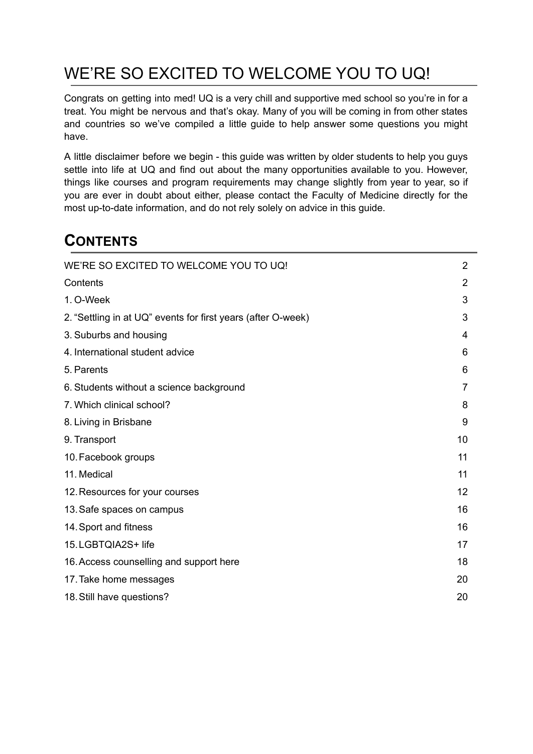# WE'RE SO EXCITED TO WELCOME YOU TO UQ!

Congrats on getting into med! UQ is a very chill and supportive med school so you're in for a treat. You might be nervous and that's okay. Many of you will be coming in from other states and countries so we've compiled a little guide to help answer some questions you might have.

A little disclaimer before we begin - this guide was written by older students to help you guys settle into life at UQ and find out about the many opportunities available to you. However, things like courses and program requirements may change slightly from year to year, so if you are ever in doubt about either, please contact the Faculty of Medicine directly for the most up-to-date information, and do not rely solely on advice in this guide.

## CONTENTS

| | |
|---|---|
| WE'RE SO EXCITED TO WELCOME YOU TO UQ! | 2 |
| Contents | 2 |
| 1. O-Week | 3 |
| 2. "Settling in at UQ" events for first years (after O-week) | 3 |
| 3. Suburbs and housing | 4 |
| 4. International student advice | 6 |
| 5. Parents | 6 |
| 6. Students without a science background | 7 |
| 7. Which clinical school? | 8 |
| 8. Living in Brisbane | 9 |
| 9. Transport | 10 |
| 10. Facebook groups | 11 |
| 11. Medical | 11 |
| 12. Resources for your courses | 12 |
| 13. Safe spaces on campus | 16 |
| 14. Sport and fitness | 16 |
| 15. LGBTQIA2S+ life | 17 |
| 16. Access counselling and support here | 18 |
| 17. Take home messages | 20 |
| 18. Still have questions? | 20 |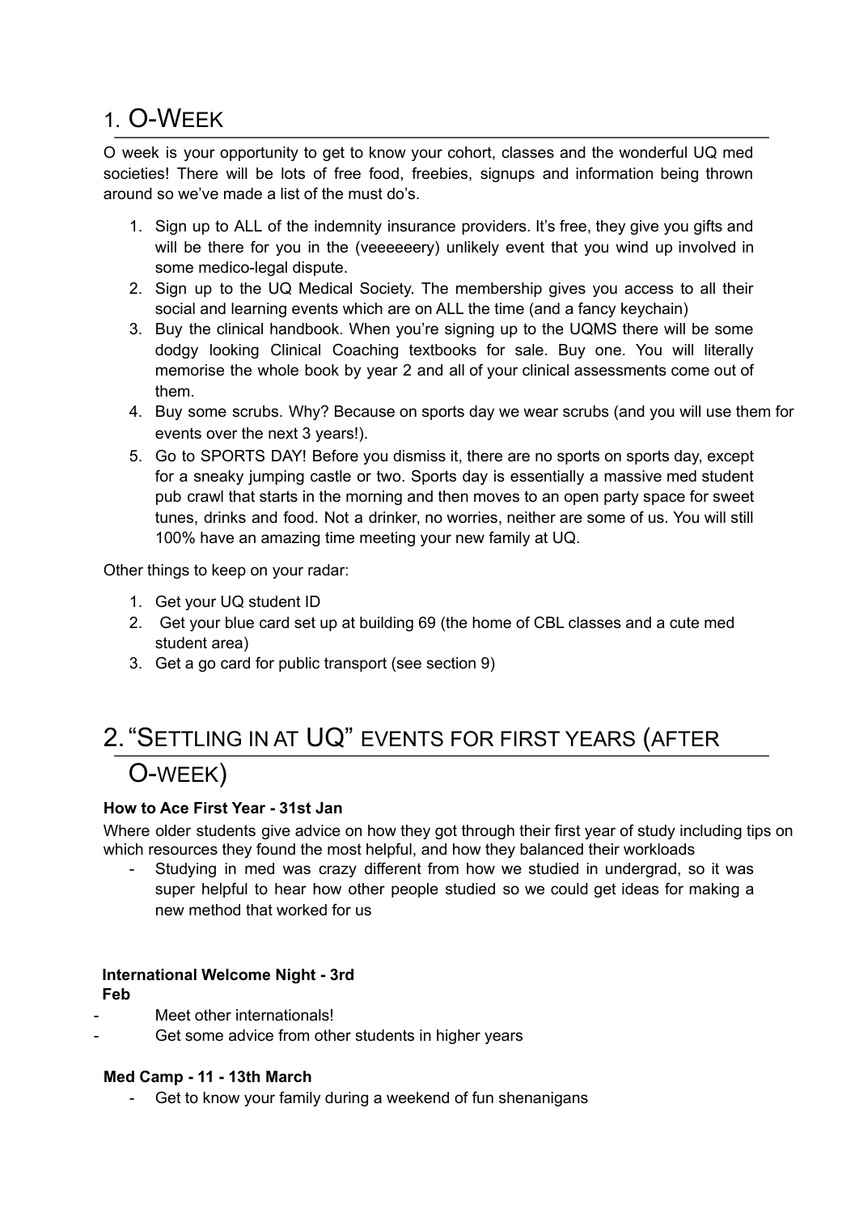## 1. O-Week

O week is your opportunity to get to know your cohort, classes and the wonderful UQ med societies! There will be lots of free food, freebies, signups and information being thrown around so we've made a list of the must do's.

1. Sign up to ALL of the indemnity insurance providers. It's free, they give you gifts and will be there for you in the (veeeeeery) unlikely event that you wind up involved in some medico-legal dispute.
2. Sign up to the UQ Medical Society. The membership gives you access to all their social and learning events which are on ALL the time (and a fancy keychain)
3. Buy the clinical handbook. When you're signing up to the UQMS there will be some dodgy looking Clinical Coaching textbooks for sale. Buy one. You will literally memorise the whole book by year 2 and all of your clinical assessments come out of them.
4. Buy some scrubs. Why? Because on sports day we wear scrubs (and you will use them for events over the next 3 years!).
5. Go to SPORTS DAY! Before you dismiss it, there are no sports on sports day, except for a sneaky jumping castle or two. Sports day is essentially a massive med student pub crawl that starts in the morning and then moves to an open party space for sweet tunes, drinks and food. Not a drinker, no worries, neither are some of us. You will still 100% have an amazing time meeting your new family at UQ.

Other things to keep on your radar:

1. Get your UQ student ID
2. Get your blue card set up at building 69 (the home of CBL classes and a cute med student area)
3. Get a go card for public transport (see section 9)

## 2. "Settling in at UQ" events for first years (after O-week)

**How to Ace First Year - 31st Jan**

Where older students give advice on how they got through their first year of study including tips on which resources they found the most helpful, and how they balanced their workloads

- Studying in med was crazy different from how we studied in undergrad, so it was super helpful to hear how other people studied so we could get ideas for making a new method that worked for us

**International Welcome Night - 3rd Feb**

- Meet other internationals!
- Get some advice from other students in higher years

**Med Camp - 11 - 13th March**

- Get to know your family during a weekend of fun shenanigans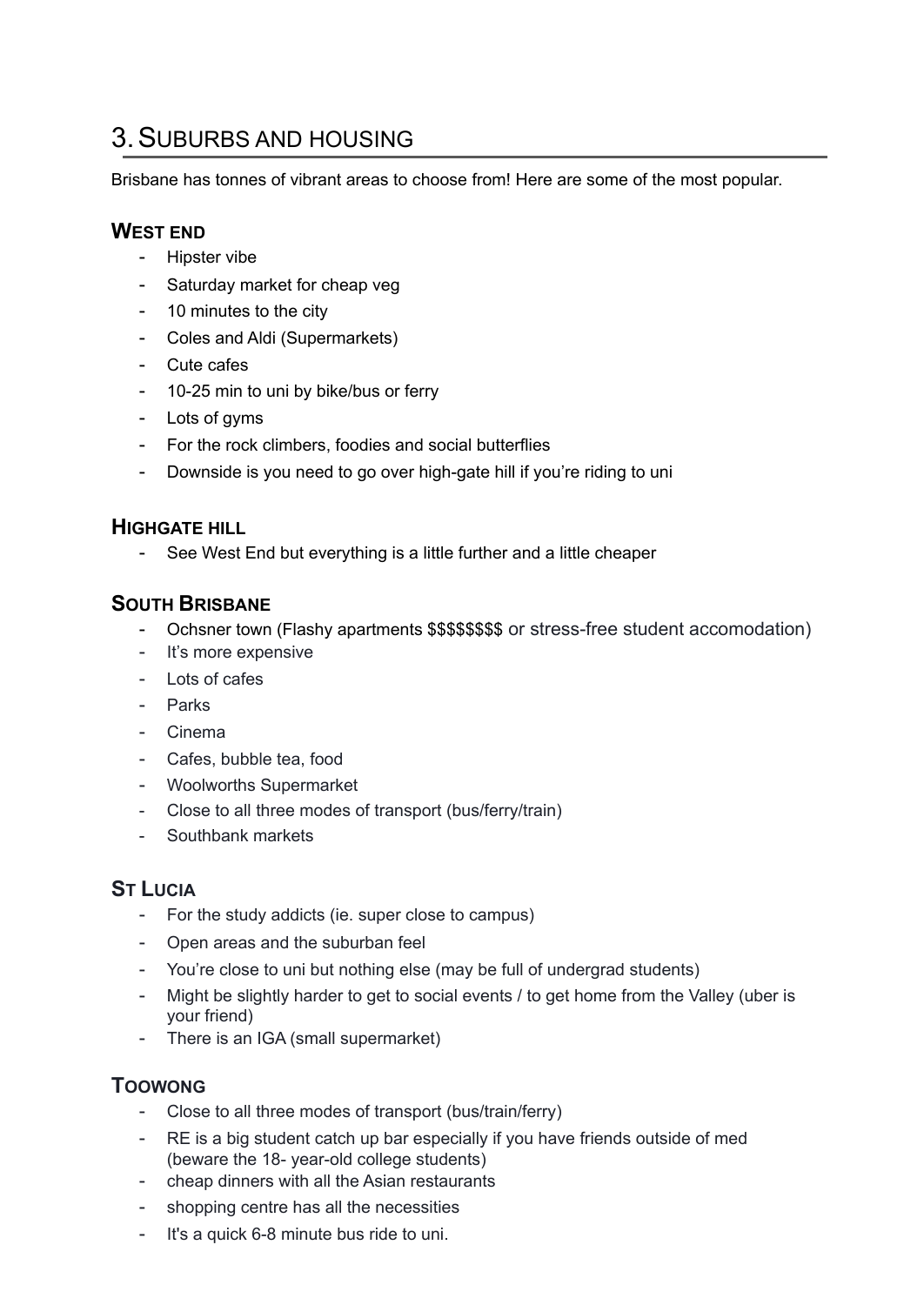# 3. Suburbs and housing

Brisbane has tonnes of vibrant areas to choose from! Here are some of the most popular.

### West end

- Hipster vibe
- Saturday market for cheap veg
- 10 minutes to the city
- Coles and Aldi (Supermarkets)
- Cute cafes
- 10-25 min to uni by bike/bus or ferry
- Lots of gyms
- For the rock climbers, foodies and social butterflies
- Downside is you need to go over high-gate hill if you're riding to uni

### Highgate hill

- See West End but everything is a little further and a little cheaper

### South Brisbane

- Ochsner town (Flashy apartments $$$$$$$$ or stress-free student accomodation)
- It's more expensive
- Lots of cafes
- Parks
- Cinema
- Cafes, bubble tea, food
- Woolworths Supermarket
- Close to all three modes of transport (bus/ferry/train)
- Southbank markets

### St Lucia

- For the study addicts (ie. super close to campus)
- Open areas and the suburban feel
- You're close to uni but nothing else (may be full of undergrad students)
- Might be slightly harder to get to social events / to get home from the Valley (uber is your friend)
- There is an IGA (small supermarket)

### Toowong

- Close to all three modes of transport (bus/train/ferry)
- RE is a big student catch up bar especially if you have friends outside of med (beware the 18- year-old college students)
- cheap dinners with all the Asian restaurants
- shopping centre has all the necessities
- It's a quick 6-8 minute bus ride to uni.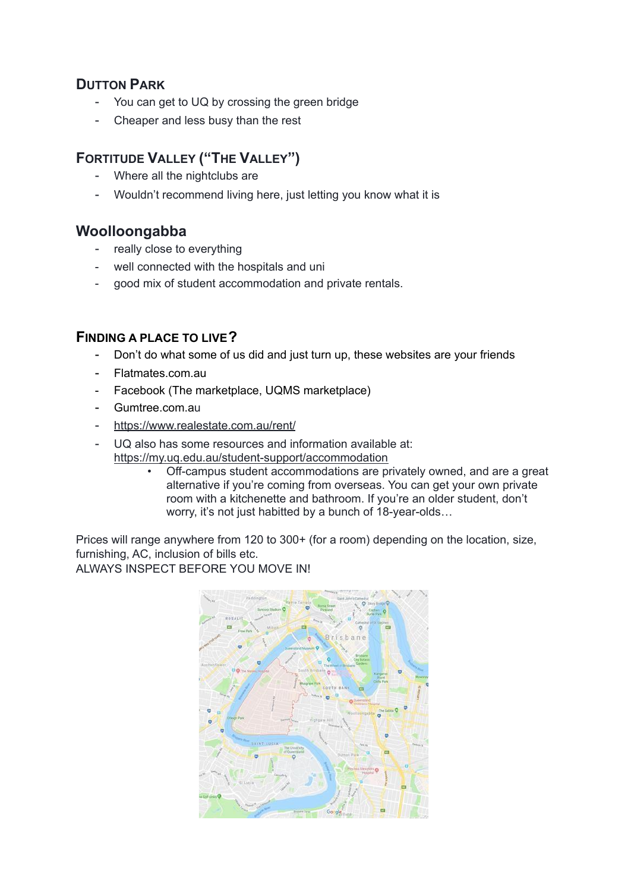## Dutton Park

- You can get to UQ by crossing the green bridge
- Cheaper and less busy than the rest

## Fortitude Valley ("The Valley")

- Where all the nightclubs are
- Wouldn't recommend living here, just letting you know what it is

## Woolloongabba

- really close to everything
- well connected with the hospitals and uni
- good mix of student accommodation and private rentals.

## Finding a place to live?

- Don't do what some of us did and just turn up, these websites are your friends
- Flatmates.com.au
- Facebook (The marketplace, UQMS marketplace)
- Gumtree.com.au
- https://www.realestate.com.au/rent/
- UQ also has some resources and information available at: https://my.uq.edu.au/student-support/accommodation
    - Off-campus student accommodations are privately owned, and are a great alternative if you're coming from overseas. You can get your own private room with a kitchenette and bathroom. If you're an older student, don't worry, it's not just habitted by a bunch of 18-year-olds…

Prices will range anywhere from 120 to 300+ (for a room) depending on the location, size, furnishing, AC, inclusion of bills etc.
ALWAYS INSPECT BEFORE YOU MOVE IN!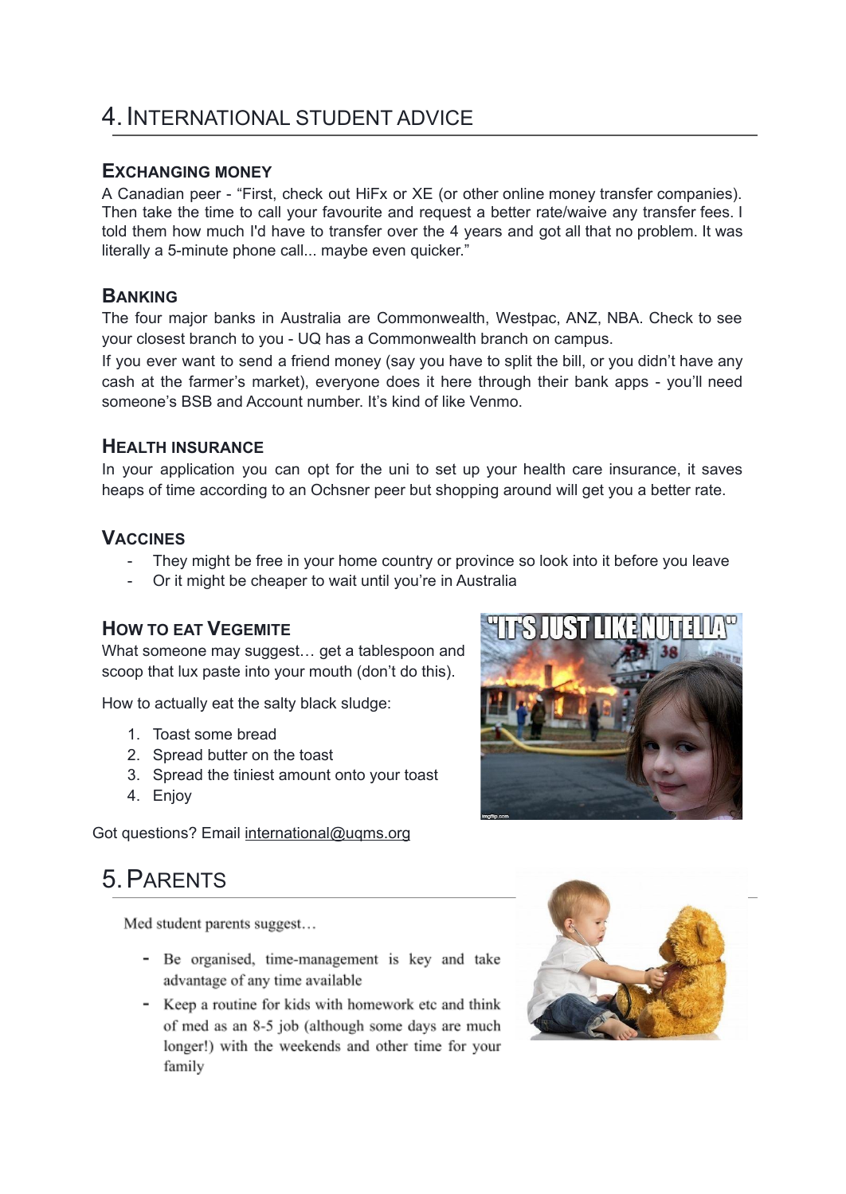# 4. International Student Advice

### Exchanging Money

A Canadian peer - "First, check out HiFx or XE (or other online money transfer companies). Then take the time to call your favourite and request a better rate/waive any transfer fees. I told them how much I'd have to transfer over the 4 years and got all that no problem. It was literally a 5-minute phone call... maybe even quicker."

### Banking

The four major banks in Australia are Commonwealth, Westpac, ANZ, NBA. Check to see your closest branch to you - UQ has a Commonwealth branch on campus.

If you ever want to send a friend money (say you have to split the bill, or you didn't have any cash at the farmer's market), everyone does it here through their bank apps - you'll need someone's BSB and Account number. It's kind of like Venmo.

### Health Insurance

In your application you can opt for the uni to set up your health care insurance, it saves heaps of time according to an Ochsner peer but shopping around will get you a better rate.

### Vaccines

- They might be free in your home country or province so look into it before you leave
- Or it might be cheaper to wait until you're in Australia

### How to eat Vegemite

What someone may suggest… get a tablespoon and scoop that lux paste into your mouth (don't do this).

How to actually eat the salty black sludge:

1. Toast some bread
2. Spread butter on the toast
3. Spread the tiniest amount onto your toast
4. Enjoy

Got questions? Email international@uqms.org

# 5. Parents

Med student parents suggest…

- Be organised, time-management is key and take advantage of any time available
- Keep a routine for kids with homework etc and think of med as an 8-5 job (although some days are much longer!) with the weekends and other time for your family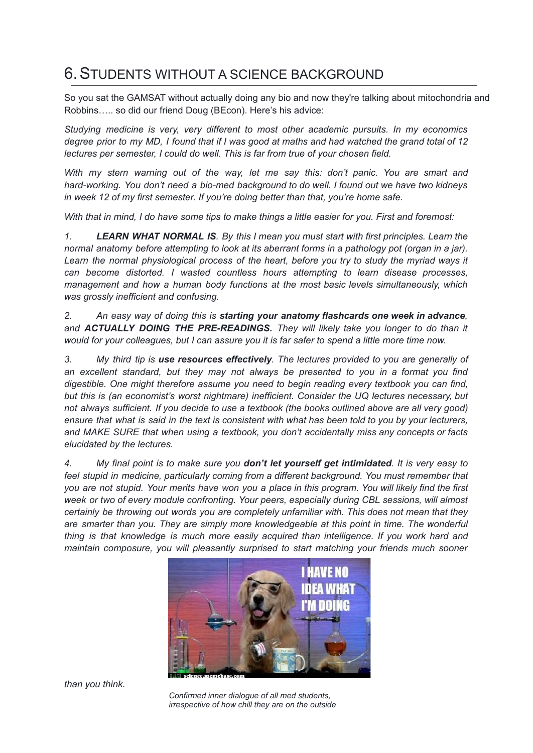## 6. STUDENTS WITHOUT A SCIENCE BACKGROUND

So you sat the GAMSAT without actually doing any bio and now they're talking about mitochondria and Robbins….. so did our friend Doug (BEcon). Here's his advice:

*Studying medicine is very, very different to most other academic pursuits. In my economics degree prior to my MD, I found that if I was good at maths and had watched the grand total of 12 lectures per semester, I could do well. This is far from true of your chosen field.*

*With my stern warning out of the way, let me say this: don't panic. You are smart and hard-working. You don't need a bio-med background to do well. I found out we have two kidneys in week 12 of my first semester. If you're doing better than that, you're home safe.*

*With that in mind, I do have some tips to make things a little easier for you. First and foremost:*

*1. **LEARN WHAT NORMAL IS**. By this I mean you must start with first principles. Learn the normal anatomy before attempting to look at its aberrant forms in a pathology pot (organ in a jar). Learn the normal physiological process of the heart, before you try to study the myriad ways it can become distorted. I wasted countless hours attempting to learn disease processes, management and how a human body functions at the most basic levels simultaneously, which was grossly inefficient and confusing.*

*2. An easy way of doing this is **starting your anatomy flashcards one week in advance**, and **ACTUALLY DOING THE PRE-READINGS.** They will likely take you longer to do than it would for your colleagues, but I can assure you it is far safer to spend a little more time now.*

*3. My third tip is **use resources effectively**. The lectures provided to you are generally of an excellent standard, but they may not always be presented to you in a format you find digestible. One might therefore assume you need to begin reading every textbook you can find, but this is (an economist's worst nightmare) inefficient. Consider the UQ lectures necessary, but not always sufficient. If you decide to use a textbook (the books outlined above are all very good) ensure that what is said in the text is consistent with what has been told to you by your lecturers, and MAKE SURE that when using a textbook, you don't accidentally miss any concepts or facts elucidated by the lectures.*

*4. My final point is to make sure you **don't let yourself get intimidated**. It is very easy to feel stupid in medicine, particularly coming from a different background. You must remember that you are not stupid. Your merits have won you a place in this program. You will likely find the first week or two of every module confronting. Your peers, especially during CBL sessions, will almost certainly be throwing out words you are completely unfamiliar with. This does not mean that they are smarter than you. They are simply more knowledgeable at this point in time. The wonderful thing is that knowledge is much more easily acquired than intelligence. If you work hard and maintain composure, you will pleasantly surprised to start matching your friends much sooner than you think.*

*Confirmed inner dialogue of all med students, irrespective of how chill they are on the outside*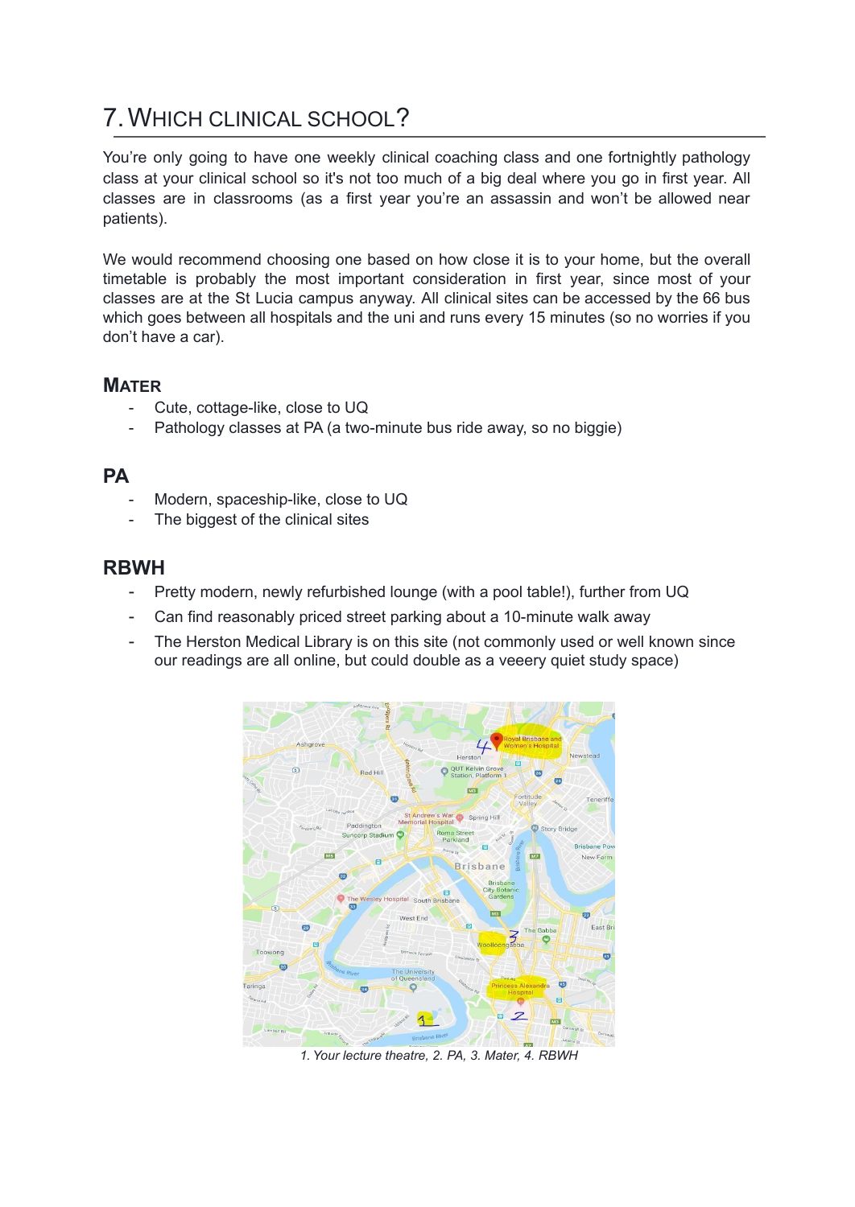# 7. Which clinical school?

You're only going to have one weekly clinical coaching class and one fortnightly pathology class at your clinical school so it's not too much of a big deal where you go in first year. All classes are in classrooms (as a first year you're an assassin and won't be allowed near patients).

We would recommend choosing one based on how close it is to your home, but the overall timetable is probably the most important consideration in first year, since most of your classes are at the St Lucia campus anyway. All clinical sites can be accessed by the 66 bus which goes between all hospitals and the uni and runs every 15 minutes (so no worries if you don't have a car).

## Mater

- Cute, cottage-like, close to UQ
- Pathology classes at PA (a two-minute bus ride away, so no biggie)

## PA

- Modern, spaceship-like, close to UQ
- The biggest of the clinical sites

## RBWH

- Pretty modern, newly refurbished lounge (with a pool table!), further from UQ
- Can find reasonably priced street parking about a 10-minute walk away
- The Herston Medical Library is on this site (not commonly used or well known since our readings are all online, but could double as a veeery quiet study space)

*1. Your lecture theatre, 2. PA, 3. Mater, 4. RBWH*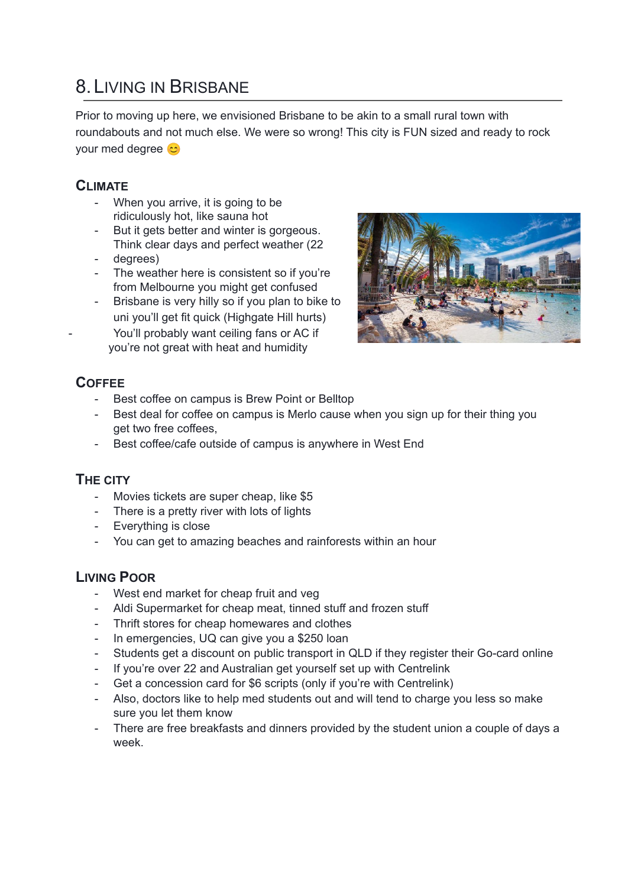## 8. Living in Brisbane

Prior to moving up here, we envisioned Brisbane to be akin to a small rural town with roundabouts and not much else. We were so wrong! This city is FUN sized and ready to rock your med degree 😊

### Climate

- When you arrive, it is going to be ridiculously hot, like sauna hot
- But it gets better and winter is gorgeous. Think clear days and perfect weather (22 degrees)
- The weather here is consistent so if you're from Melbourne you might get confused
- Brisbane is very hilly so if you plan to bike to uni you'll get fit quick (Highgate Hill hurts)
- You'll probably want ceiling fans or AC if you're not great with heat and humidity

### Coffee

- Best coffee on campus is Brew Point or Belltop
- Best deal for coffee on campus is Merlo cause when you sign up for their thing you get two free coffees,
- Best coffee/cafe outside of campus is anywhere in West End

### The City

- Movies tickets are super cheap, like $5
- There is a pretty river with lots of lights
- Everything is close
- You can get to amazing beaches and rainforests within an hour

### Living Poor

- West end market for cheap fruit and veg
- Aldi Supermarket for cheap meat, tinned stuff and frozen stuff
- Thrift stores for cheap homewares and clothes
- In emergencies, UQ can give you a $250 loan
- Students get a discount on public transport in QLD if they register their Go-card online
- If you're over 22 and Australian get yourself set up with Centrelink
- Get a concession card for $6 scripts (only if you're with Centrelink)
- Also, doctors like to help med students out and will tend to charge you less so make sure you let them know
- There are free breakfasts and dinners provided by the student union a couple of days a week.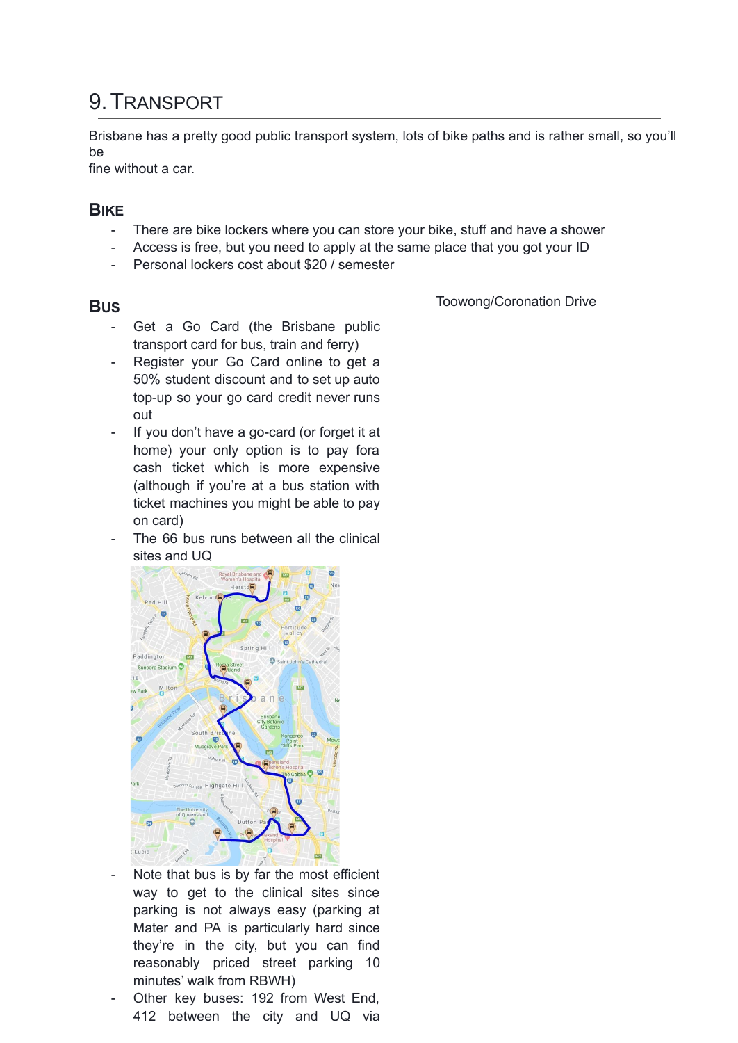# 9. Transport

Brisbane has a pretty good public transport system, lots of bike paths and is rather small, so you'll be
fine without a car.

## Bike

- There are bike lockers where you can store your bike, stuff and have a shower
- Access is free, but you need to apply at the same place that you got your ID
- Personal lockers cost about $20 / semester

## Bus

- Get a Go Card (the Brisbane public transport card for bus, train and ferry)
- Register your Go Card online to get a 50% student discount and to set up auto top-up so your go card credit never runs out
- If you don't have a go-card (or forget it at home) your only option is to pay fora cash ticket which is more expensive (although if you're at a bus station with ticket machines you might be able to pay on card)
- The 66 bus runs between all the clinical sites and UQ
- Note that bus is by far the most efficient way to get to the clinical sites since parking is not always easy (parking at Mater and PA is particularly hard since they're in the city, but you can find reasonably priced street parking 10 minutes' walk from RBWH)
- Other key buses: 192 from West End, 412 between the city and UQ via Toowong/Coronation Drive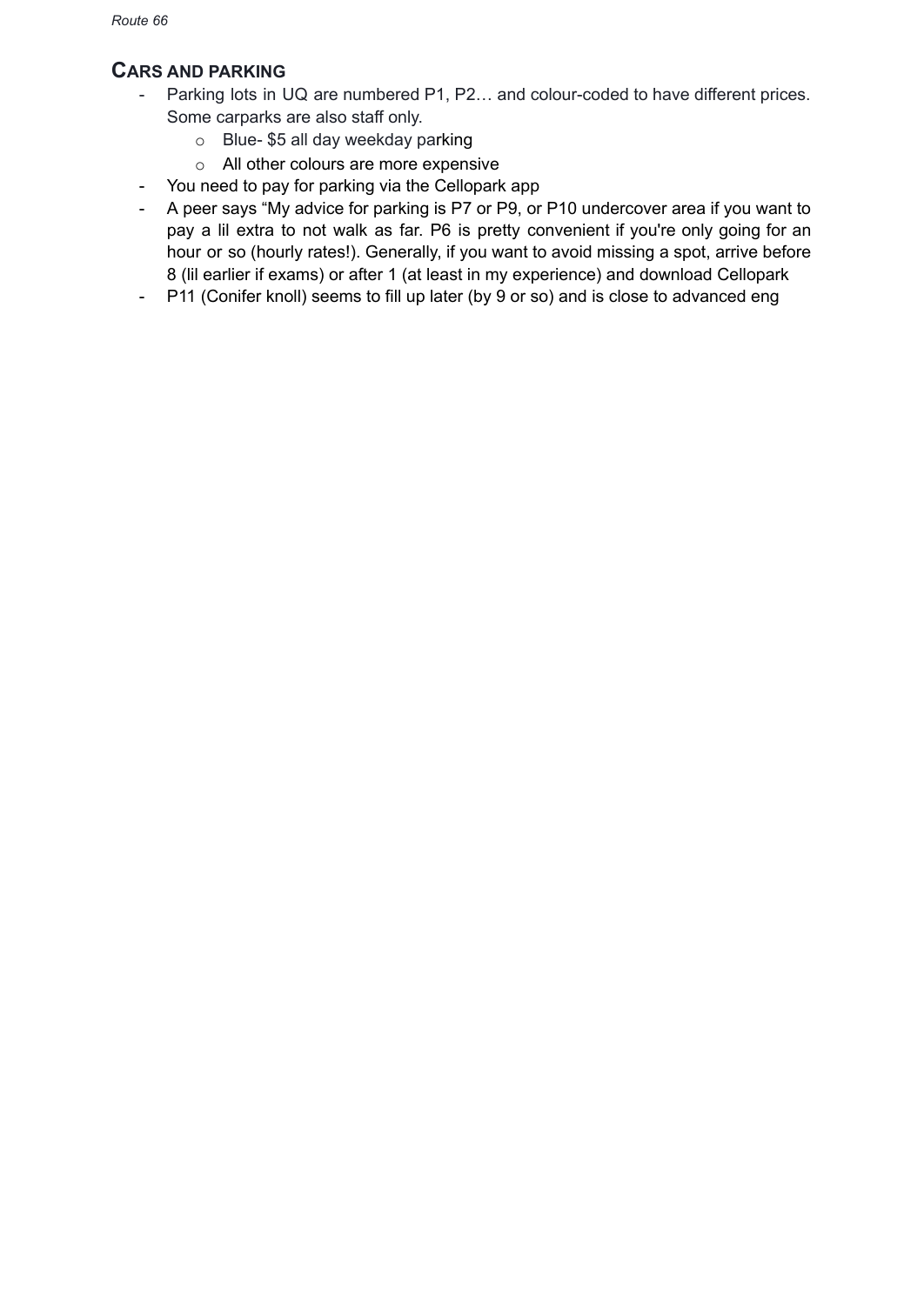## CARS AND PARKING

- Parking lots in UQ are numbered P1, P2… and colour-coded to have different prices. Some carparks are also staff only.
  - Blue- $5 all day weekday parking
  - All other colours are more expensive
- You need to pay for parking via the Cellopark app
- A peer says "My advice for parking is P7 or P9, or P10 undercover area if you want to pay a lil extra to not walk as far. P6 is pretty convenient if you're only going for an hour or so (hourly rates!). Generally, if you want to avoid missing a spot, arrive before 8 (lil earlier if exams) or after 1 (at least in my experience) and download Cellopark
- P11 (Conifer knoll) seems to fill up later (by 9 or so) and is close to advanced eng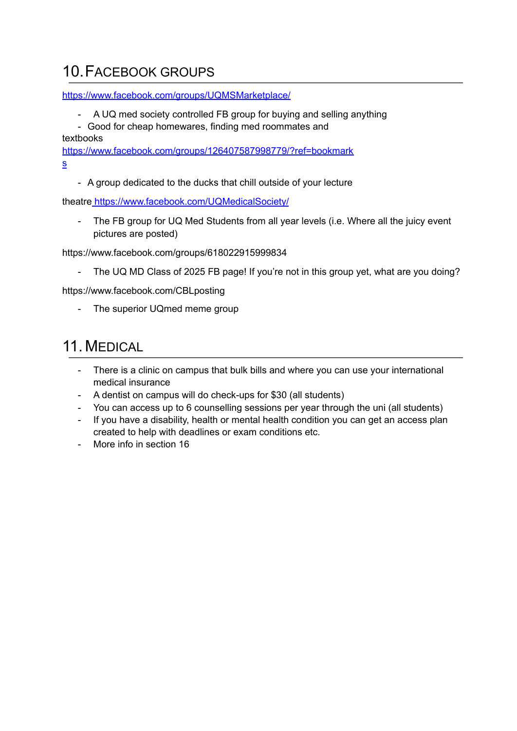## 10. Facebook Groups

https://www.facebook.com/groups/UQMSMarketplace/

- A UQ med society controlled FB group for buying and selling anything
- Good for cheap homewares, finding med roommates and textbooks

https://www.facebook.com/groups/126407587998779/?ref=bookmarks

- A group dedicated to the ducks that chill outside of your lecture theatre

https://www.facebook.com/UQMedicalSociety/

- The FB group for UQ Med Students from all year levels (i.e. Where all the juicy event pictures are posted)

https://www.facebook.com/groups/618022915999834

- The UQ MD Class of 2025 FB page! If you're not in this group yet, what are you doing?

https://www.facebook.com/CBLposting

- The superior UQmed meme group

## 11. Medical

- There is a clinic on campus that bulk bills and where you can use your international medical insurance
- A dentist on campus will do check-ups for $30 (all students)
- You can access up to 6 counselling sessions per year through the uni (all students)
- If you have a disability, health or mental health condition you can get an access plan created to help with deadlines or exam conditions etc.
- More info in section 16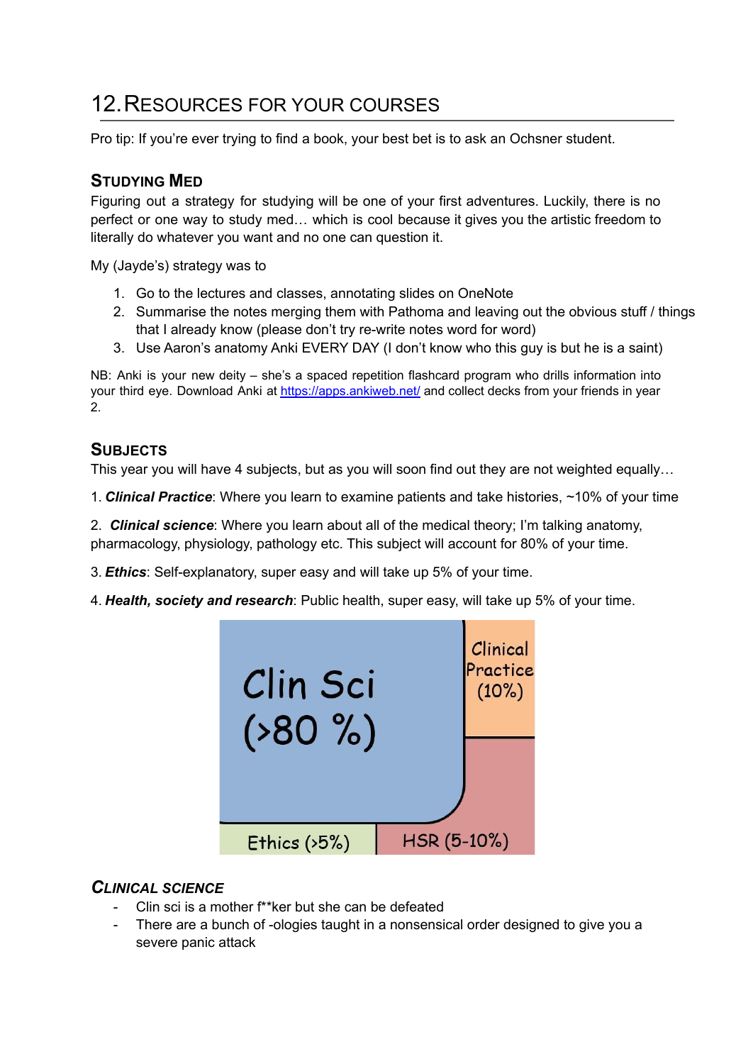# 12. Resources for your courses

Pro tip: If you're ever trying to find a book, your best bet is to ask an Ochsner student.

## Studying Med

Figuring out a strategy for studying will be one of your first adventures. Luckily, there is no perfect or one way to study med… which is cool because it gives you the artistic freedom to literally do whatever you want and no one can question it.

My (Jayde's) strategy was to

1. Go to the lectures and classes, annotating slides on OneNote
2. Summarise the notes merging them with Pathoma and leaving out the obvious stuff / things that I already know (please don't try re-write notes word for word)
3. Use Aaron's anatomy Anki EVERY DAY (I don't know who this guy is but he is a saint)

NB: Anki is your new deity – she's a spaced repetition flashcard program who drills information into your third eye. Download Anki at [https://apps.ankiweb.net/](https://apps.ankiweb.net/) and collect decks from your friends in year 2.

## Subjects

This year you will have 4 subjects, but as you will soon find out they are not weighted equally…

1. ***Clinical Practice***: Where you learn to examine patients and take histories, ~10% of your time

2. ***Clinical science***: Where you learn about all of the medical theory; I'm talking anatomy, pharmacology, physiology, pathology etc. This subject will account for 80% of your time.

3. ***Ethics***: Self-explanatory, super easy and will take up 5% of your time.

4. ***Health, society and research***: Public health, super easy, will take up 5% of your time.

Clin Sci (>80 %)

Clinical Practice (10%)

Ethics (>5%)

HSR (5-10%)

### *Clinical Science*

- Clin sci is a mother f**ker but she can be defeated
- There are a bunch of -ologies taught in a nonsensical order designed to give you a severe panic attack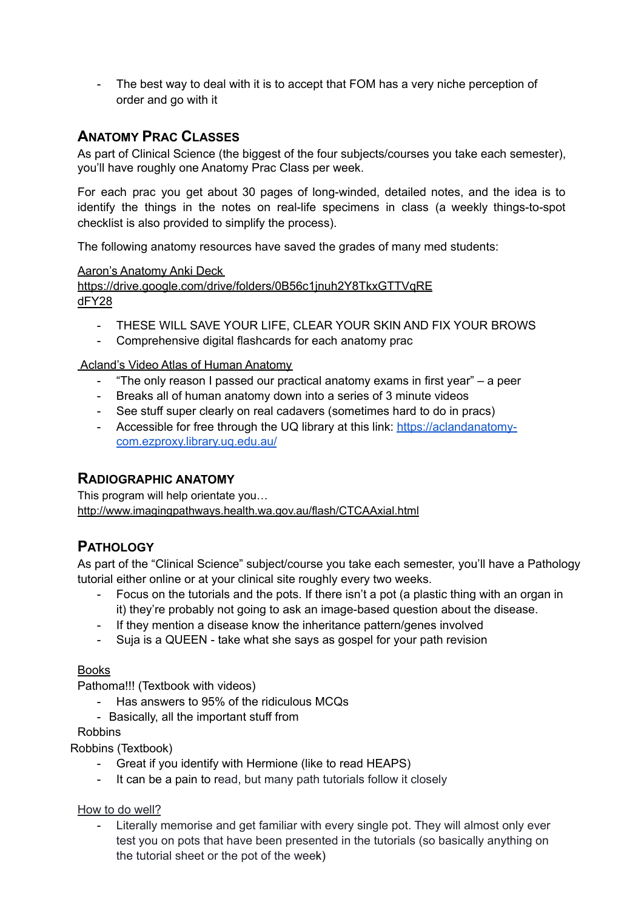- The best way to deal with it is to accept that FOM has a very niche perception of order and go with it

## Anatomy Prac Classes

As part of Clinical Science (the biggest of the four subjects/courses you take each semester), you'll have roughly one Anatomy Prac Class per week.

For each prac you get about 30 pages of long-winded, detailed notes, and the idea is to identify the things in the notes on real-life specimens in class (a weekly things-to-spot checklist is also provided to simplify the process).

The following anatomy resources have saved the grades of many med students:

Aaron's Anatomy Anki Deck
https://drive.google.com/drive/folders/0B56c1jnuh2Y8TkxGTTVqRE dFY28

- THESE WILL SAVE YOUR LIFE, CLEAR YOUR SKIN AND FIX YOUR BROWS
- Comprehensive digital flashcards for each anatomy prac

Acland's Video Atlas of Human Anatomy

- "The only reason I passed our practical anatomy exams in first year" – a peer
- Breaks all of human anatomy down into a series of 3 minute videos
- See stuff super clearly on real cadavers (sometimes hard to do in pracs)
- Accessible for free through the UQ library at this link: https://aclandanatomy-com.ezproxy.library.uq.edu.au/

## Radiographic Anatomy

This program will help orientate you…
http://www.imagingpathways.health.wa.gov.au/flash/CTCAAxial.html

## Pathology

As part of the "Clinical Science" subject/course you take each semester, you'll have a Pathology tutorial either online or at your clinical site roughly every two weeks.

- Focus on the tutorials and the pots. If there isn't a pot (a plastic thing with an organ in it) they're probably not going to ask an image-based question about the disease.
- If they mention a disease know the inheritance pattern/genes involved
- Suja is a QUEEN - take what she says as gospel for your path revision

Books

Pathoma!!! (Textbook with videos)

- Has answers to 95% of the ridiculous MCQs
- Basically, all the important stuff from Robbins

Robbins (Textbook)

- Great if you identify with Hermione (like to read HEAPS)
- It can be a pain to read, but many path tutorials follow it closely

How to do well?

- Literally memorise and get familiar with every single pot. They will almost only ever test you on pots that have been presented in the tutorials (so basically anything on the tutorial sheet or the pot of the week)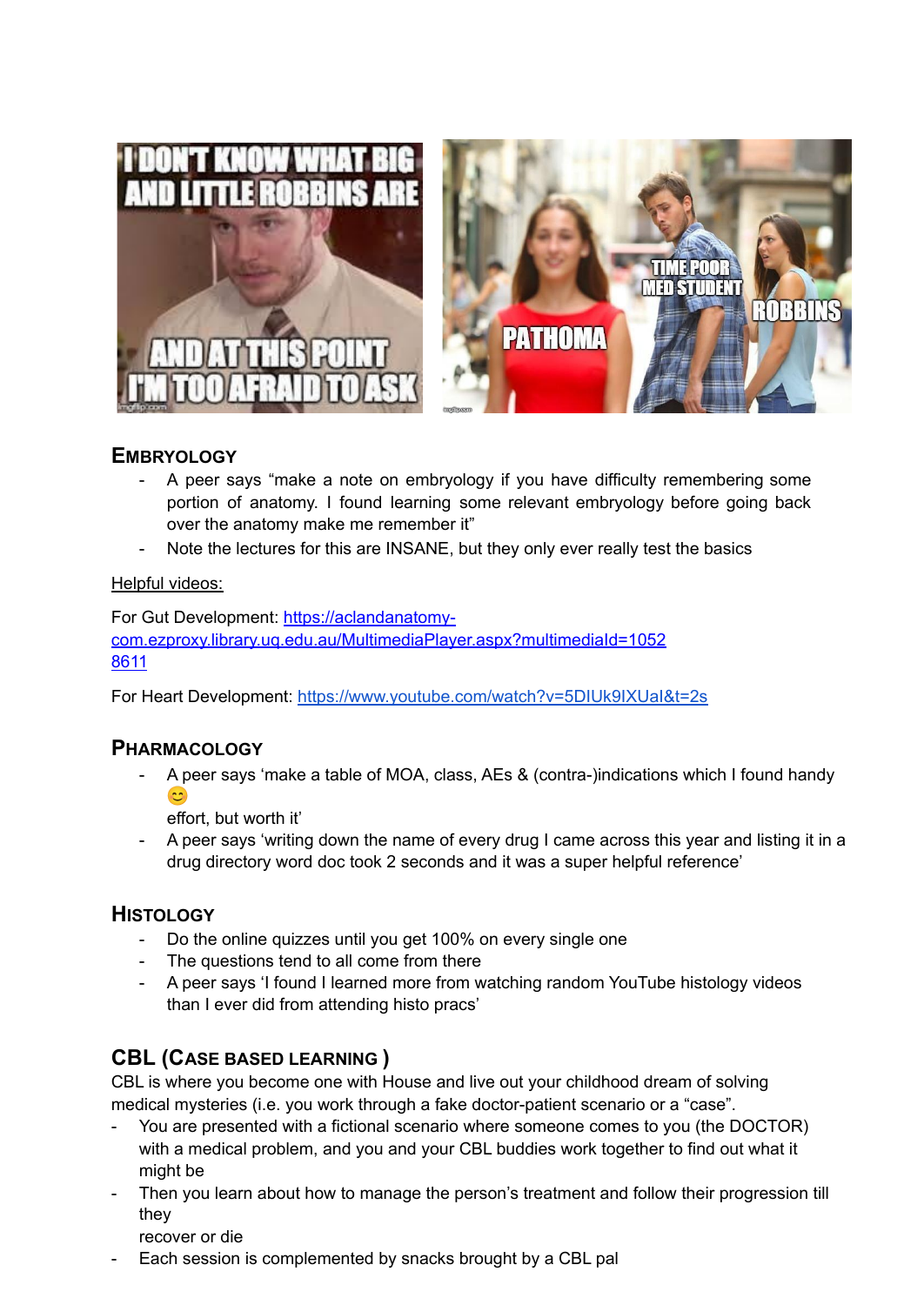## EMBRYOLOGY

- A peer says “make a note on embryology if you have difficulty remembering some portion of anatomy. I found learning some relevant embryology before going back over the anatomy make me remember it”
- Note the lectures for this are INSANE, but they only ever really test the basics

Helpful videos:

For Gut Development: [https://aclandanatomy-com.ezproxy.library.uq.edu.au/MultimediaPlayer.aspx?multimediaId=10528611](https://aclandanatomy-com.ezproxy.library.uq.edu.au/MultimediaPlayer.aspx?multimediaId=10528611)

For Heart Development: [https://www.youtube.com/watch?v=5DIUk9IXUaI&t=2s](https://www.youtube.com/watch?v=5DIUk9IXUaI&t=2s)

## PHARMACOLOGY

- A peer says ‘make a table of MOA, class, AEs & (contra-)indications which I found handy 😊 effort, but worth it’
- A peer says ‘writing down the name of every drug I came across this year and listing it in a drug directory word doc took 2 seconds and it was a super helpful reference’

## HISTOLOGY

- Do the online quizzes until you get 100% on every single one
- The questions tend to all come from there
- A peer says ‘I found I learned more from watching random YouTube histology videos than I ever did from attending histo pracs’

## CBL (CASE BASED LEARNING )

CBL is where you become one with House and live out your childhood dream of solving medical mysteries (i.e. you work through a fake doctor-patient scenario or a “case”.

- You are presented with a fictional scenario where someone comes to you (the DOCTOR) with a medical problem, and you and your CBL buddies work together to find out what it might be
- Then you learn about how to manage the person’s treatment and follow their progression till they recover or die
- Each session is complemented by snacks brought by a CBL pal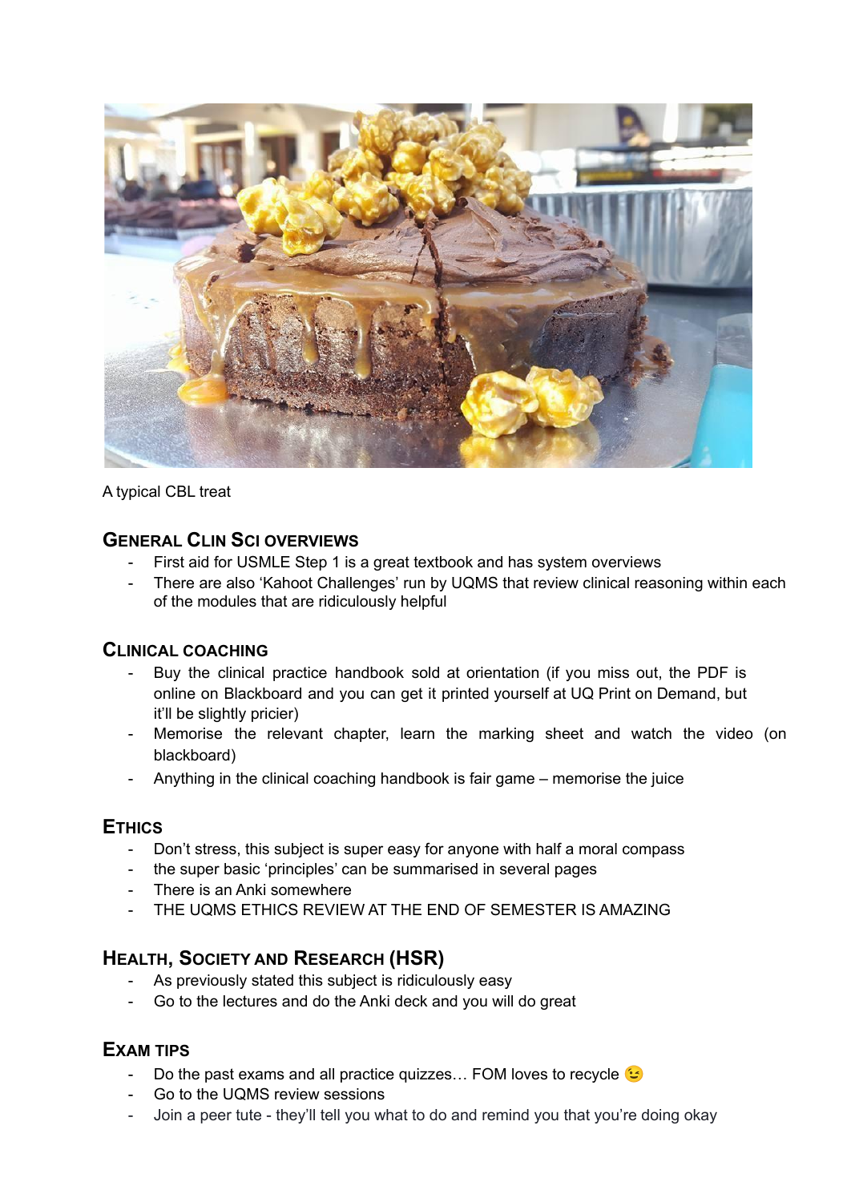A typical CBL treat

## General Clin Sci overviews

- First aid for USMLE Step 1 is a great textbook and has system overviews
- There are also 'Kahoot Challenges' run by UQMS that review clinical reasoning within each of the modules that are ridiculously helpful

## Clinical coaching

- Buy the clinical practice handbook sold at orientation (if you miss out, the PDF is online on Blackboard and you can get it printed yourself at UQ Print on Demand, but it'll be slightly pricier)
- Memorise the relevant chapter, learn the marking sheet and watch the video (on blackboard)
- Anything in the clinical coaching handbook is fair game – memorise the juice

## Ethics

- Don't stress, this subject is super easy for anyone with half a moral compass
- the super basic 'principles' can be summarised in several pages
- There is an Anki somewhere
- THE UQMS ETHICS REVIEW AT THE END OF SEMESTER IS AMAZING

## Health, Society and Research (HSR)

- As previously stated this subject is ridiculously easy
- Go to the lectures and do the Anki deck and you will do great

## Exam tips

- Do the past exams and all practice quizzes… FOM loves to recycle 😉
- Go to the UQMS review sessions
- Join a peer tute - they'll tell you what to do and remind you that you're doing okay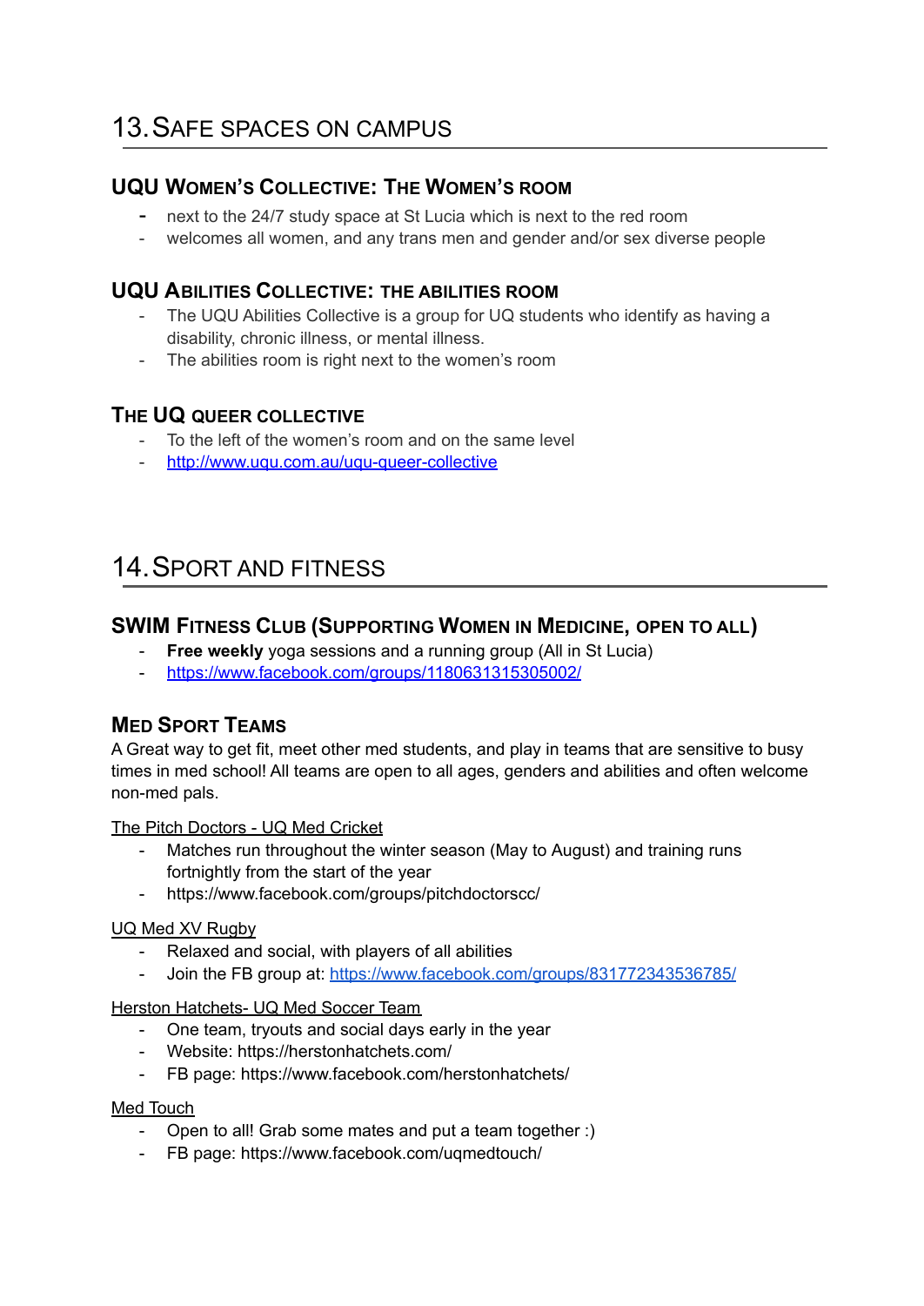# 13. Safe Spaces on Campus

### UQU Women's Collective: The Women's Room

- next to the 24/7 study space at St Lucia which is next to the red room
- welcomes all women, and any trans men and gender and/or sex diverse people

### UQU Abilities Collective: The Abilities Room

- The UQU Abilities Collective is a group for UQ students who identify as having a disability, chronic illness, or mental illness.
- The abilities room is right next to the women's room

### The UQ Queer Collective

- To the left of the women's room and on the same level
- http://www.uqu.com.au/uqu-queer-collective

# 14. Sport and Fitness

### SWIM Fitness Club (Supporting Women in Medicine, Open to All)

- **Free weekly** yoga sessions and a running group (All in St Lucia)
- https://www.facebook.com/groups/1180631315305002/

### Med Sport Teams

A Great way to get fit, meet other med students, and play in teams that are sensitive to busy times in med school! All teams are open to all ages, genders and abilities and often welcome non-med pals.

The Pitch Doctors - UQ Med Cricket

- Matches run throughout the winter season (May to August) and training runs fortnightly from the start of the year
- https://www.facebook.com/groups/pitchdoctorscc/

UQ Med XV Rugby

- Relaxed and social, with players of all abilities
- Join the FB group at: https://www.facebook.com/groups/831772343536785/

Herston Hatchets- UQ Med Soccer Team

- One team, tryouts and social days early in the year
- Website: https://herstonhatchets.com/
- FB page: https://www.facebook.com/herstonhatchets/

Med Touch

- Open to all! Grab some mates and put a team together :)
- FB page: https://www.facebook.com/uqmedtouch/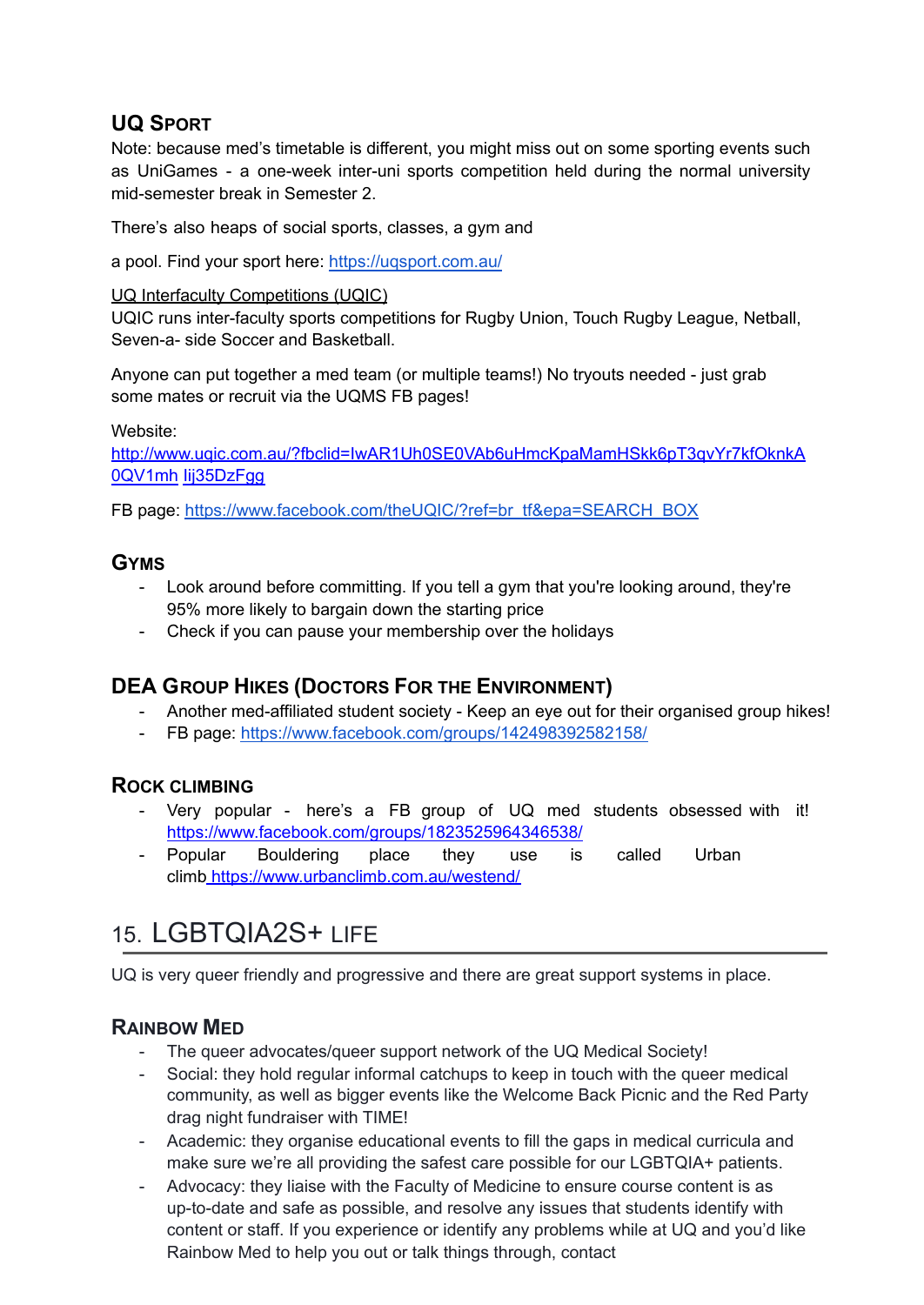### UQ Sport

Note: because med's timetable is different, you might miss out on some sporting events such as UniGames - a one-week inter-uni sports competition held during the normal university mid-semester break in Semester 2.

There's also heaps of social sports, classes, a gym and

a pool. Find your sport here: https://uqsport.com.au/

UQ Interfaculty Competitions (UQIC)

UQIC runs inter-faculty sports competitions for Rugby Union, Touch Rugby League, Netball, Seven-a- side Soccer and Basketball.

Anyone can put together a med team (or multiple teams!) No tryouts needed - just grab some mates or recruit via the UQMS FB pages!

Website:
http://www.uqic.com.au/?fbclid=IwAR1Uh0SE0VAb6uHmcKpaMamHSkk6pT3qvYr7kfOknkA0QV1mh Iij35DzFgg

FB page: https://www.facebook.com/theUQIC/?ref=br_tf&epa=SEARCH_BOX

### Gyms

- Look around before committing. If you tell a gym that you're looking around, they're 95% more likely to bargain down the starting price
- Check if you can pause your membership over the holidays

### DEA Group Hikes (Doctors For the Environment)

- Another med-affiliated student society - Keep an eye out for their organised group hikes!
- FB page: https://www.facebook.com/groups/142498392582158/

### Rock climbing

- Very popular - here's a FB group of UQ med students obsessed with it! https://www.facebook.com/groups/1823525964346538/
- Popular Bouldering place they use is called Urban climb https://www.urbanclimb.com.au/westend/

## 15. LGBTQIA2S+ Life

UQ is very queer friendly and progressive and there are great support systems in place.

### Rainbow Med

- The queer advocates/queer support network of the UQ Medical Society!
- Social: they hold regular informal catchups to keep in touch with the queer medical community, as well as bigger events like the Welcome Back Picnic and the Red Party drag night fundraiser with TIME!
- Academic: they organise educational events to fill the gaps in medical curricula and make sure we're all providing the safest care possible for our LGBTQIA+ patients.
- Advocacy: they liaise with the Faculty of Medicine to ensure course content is as up-to-date and safe as possible, and resolve any issues that students identify with content or staff. If you experience or identify any problems while at UQ and you'd like Rainbow Med to help you out or talk things through, contact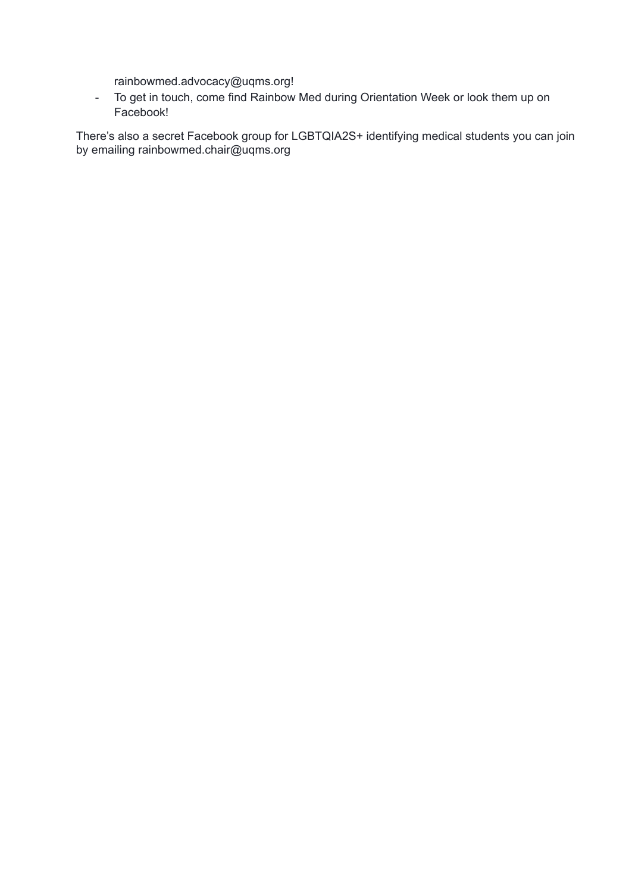rainbowmed.advocacy@uqms.org!

- To get in touch, come find Rainbow Med during Orientation Week or look them up on Facebook!

There's also a secret Facebook group for LGBTQIA2S+ identifying medical students you can join by emailing rainbowmed.chair@uqms.org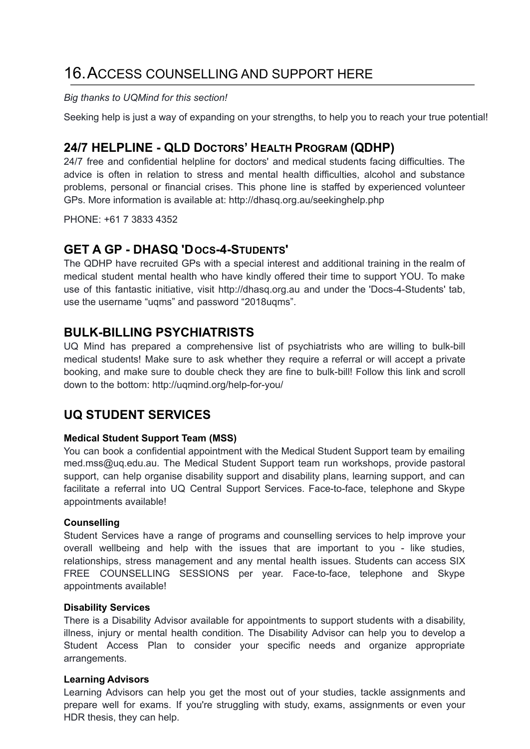# 16. Access counselling and support here

*Big thanks to UQMind for this section!*

Seeking help is just a way of expanding on your strengths, to help you to reach your true potential!

## 24/7 HELPLINE - QLD Doctors' Health Program (QDHP)

24/7 free and confidential helpline for doctors' and medical students facing difficulties. The advice is often in relation to stress and mental health difficulties, alcohol and substance problems, personal or financial crises. This phone line is staffed by experienced volunteer GPs. More information is available at: http://dhasq.org.au/seekinghelp.php

PHONE: +61 7 3833 4352

## GET A GP - DHASQ 'Docs-4-Students'

The QDHP have recruited GPs with a special interest and additional training in the realm of medical student mental health who have kindly offered their time to support YOU. To make use of this fantastic initiative, visit http://dhasq.org.au and under the 'Docs-4-Students' tab, use the username "uqms" and password "2018uqms".

## BULK-BILLING PSYCHIATRISTS

UQ Mind has prepared a comprehensive list of psychiatrists who are willing to bulk-bill medical students! Make sure to ask whether they require a referral or will accept a private booking, and make sure to double check they are fine to bulk-bill! Follow this link and scroll down to the bottom: http://uqmind.org/help-for-you/

## UQ STUDENT SERVICES

#### Medical Student Support Team (MSS)

You can book a confidential appointment with the Medical Student Support team by emailing med.mss@uq.edu.au. The Medical Student Support team run workshops, provide pastoral support, can help organise disability support and disability plans, learning support, and can facilitate a referral into UQ Central Support Services. Face-to-face, telephone and Skype appointments available!

#### Counselling

Student Services have a range of programs and counselling services to help improve your overall wellbeing and help with the issues that are important to you - like studies, relationships, stress management and any mental health issues. Students can access SIX FREE COUNSELLING SESSIONS per year. Face-to-face, telephone and Skype appointments available!

#### Disability Services

There is a Disability Advisor available for appointments to support students with a disability, illness, injury or mental health condition. The Disability Advisor can help you to develop a Student Access Plan to consider your specific needs and organize appropriate arrangements.

#### Learning Advisors

Learning Advisors can help you get the most out of your studies, tackle assignments and prepare well for exams. If you're struggling with study, exams, assignments or even your HDR thesis, they can help.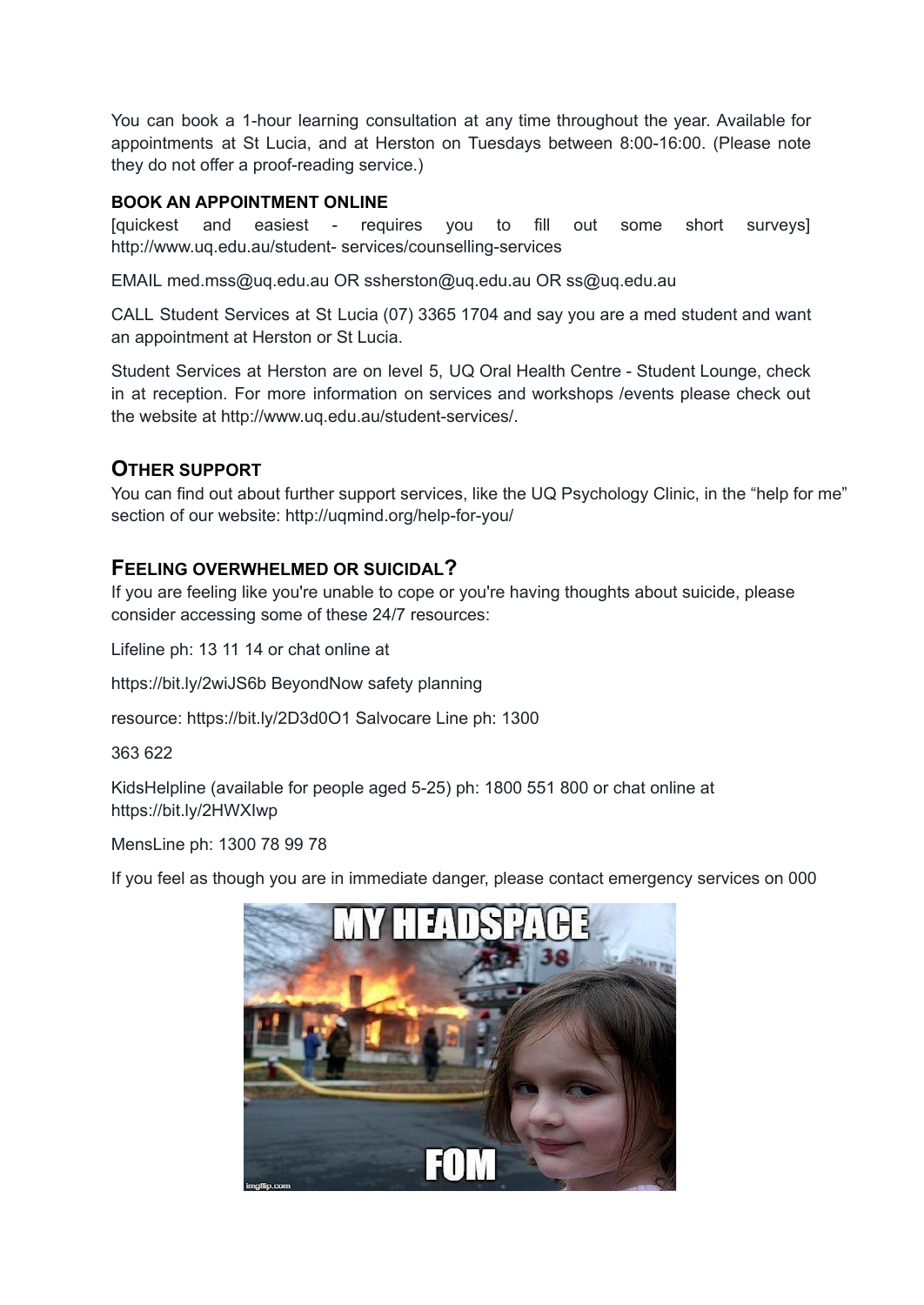You can book a 1-hour learning consultation at any time throughout the year. Available for appointments at St Lucia, and at Herston on Tuesdays between 8:00-16:00. (Please note they do not offer a proof-reading service.)

**BOOK AN APPOINTMENT ONLINE**

[quickest and easiest - requires you to fill out some short surveys] http://www.uq.edu.au/student- services/counselling-services

EMAIL med.mss@uq.edu.au OR ssherston@uq.edu.au OR ss@uq.edu.au

CALL Student Services at St Lucia (07) 3365 1704 and say you are a med student and want an appointment at Herston or St Lucia.

Student Services at Herston are on level 5, UQ Oral Health Centre - Student Lounge, check in at reception. For more information on services and workshops /events please check out the website at http://www.uq.edu.au/student-services/.

## OTHER SUPPORT

You can find out about further support services, like the UQ Psychology Clinic, in the "help for me" section of our website: http://uqmind.org/help-for-you/

## FEELING OVERWHELMED OR SUICIDAL?

If you are feeling like you're unable to cope or you're having thoughts about suicide, please consider accessing some of these 24/7 resources:

Lifeline ph: 13 11 14 or chat online at

https://bit.ly/2wiJS6b BeyondNow safety planning

resource: https://bit.ly/2D3d0O1 Salvocare Line ph: 1300

363 622

KidsHelpline (available for people aged 5-25) ph: 1800 551 800 or chat online at https://bit.ly/2HWXIwp

MensLine ph: 1300 78 99 78

If you feel as though you are in immediate danger, please contact emergency services on 000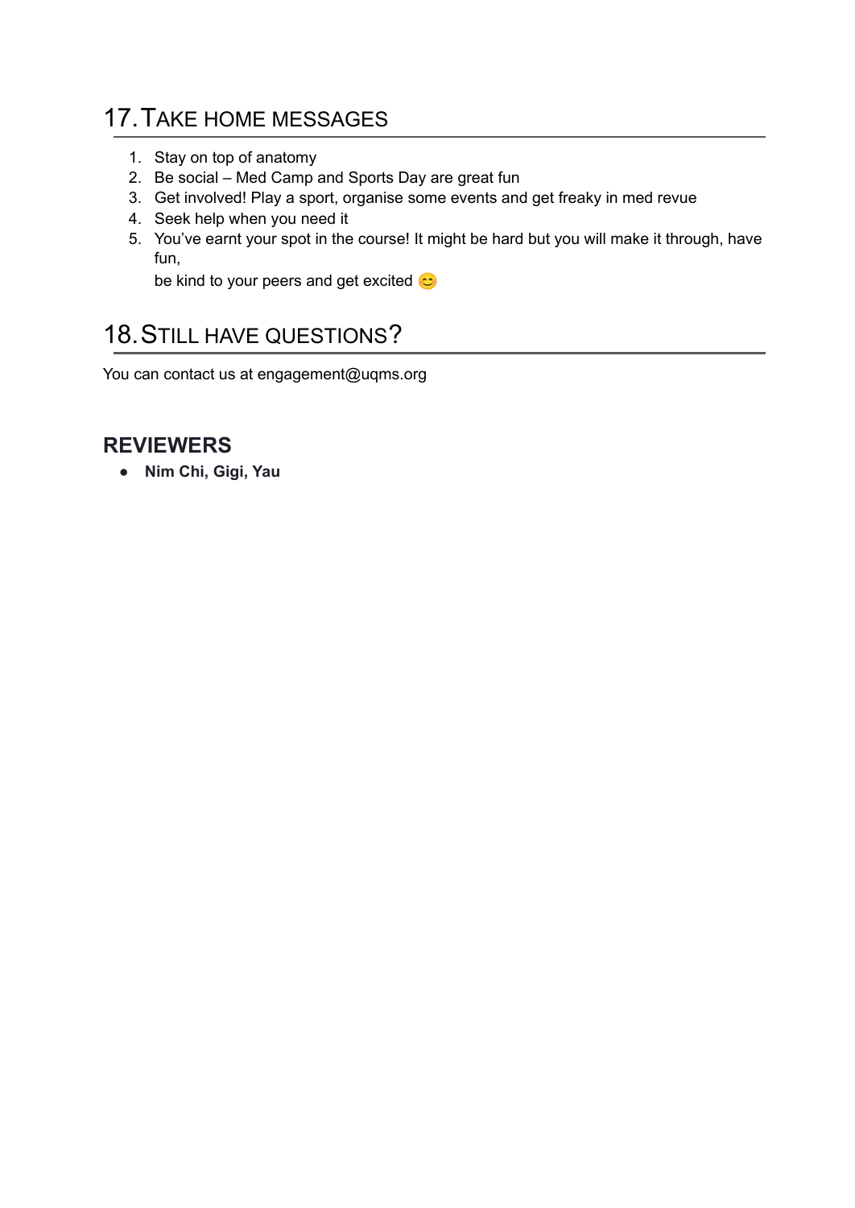## 17. Take home messages

1. Stay on top of anatomy
2. Be social – Med Camp and Sports Day are great fun
3. Get involved! Play a sport, organise some events and get freaky in med revue
4. Seek help when you need it
5. You've earnt your spot in the course! It might be hard but you will make it through, have fun,
   be kind to your peers and get excited 😊

## 18. Still have questions?

You can contact us at engagement@uqms.org

### REVIEWERS

- **Nim Chi, Gigi, Yau**